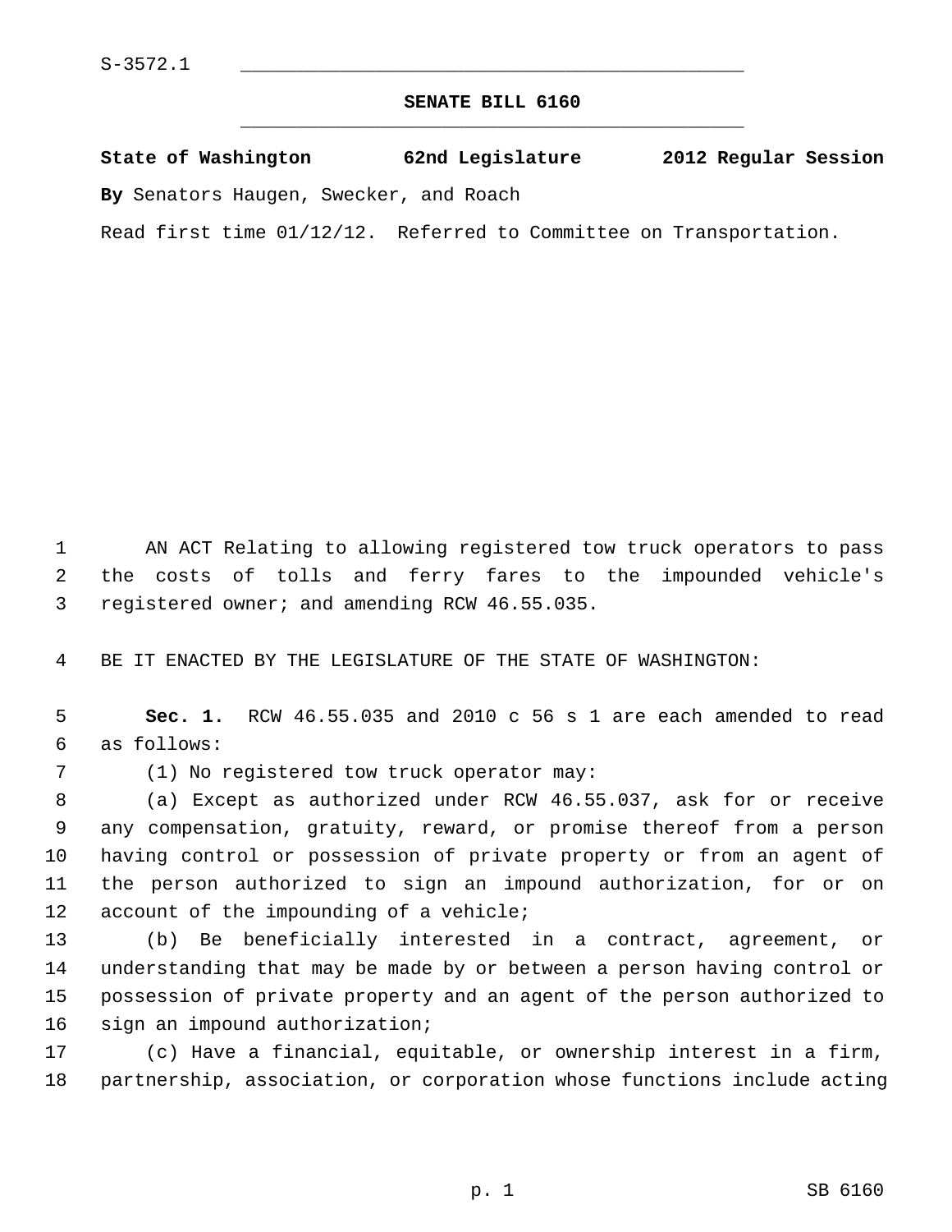S-3572.1

**SENATE BILL 6160**

**State of Washington 62nd Legislature 2012 Regular Session**

**By** Senators Haugen, Swecker, and Roach

Read first time 01/12/12. Referred to Committee on Transportation.

AN ACT Relating to allowing registered tow truck operators to pass the costs of tolls and ferry fares to the impounded vehicle's registered owner; and amending RCW 46.55.035.

BE IT ENACTED BY THE LEGISLATURE OF THE STATE OF WASHINGTON:

**Sec. 1.** RCW 46.55.035 and 2010 c 56 s 1 are each amended to read as follows:

(1) No registered tow truck operator may:

(a) Except as authorized under RCW 46.55.037, ask for or receive any compensation, gratuity, reward, or promise thereof from a person having control or possession of private property or from an agent of the person authorized to sign an impound authorization, for or on account of the impounding of a vehicle;

(b) Be beneficially interested in a contract, agreement, or understanding that may be made by or between a person having control or possession of private property and an agent of the person authorized to sign an impound authorization;

(c) Have a financial, equitable, or ownership interest in a firm, partnership, association, or corporation whose functions include acting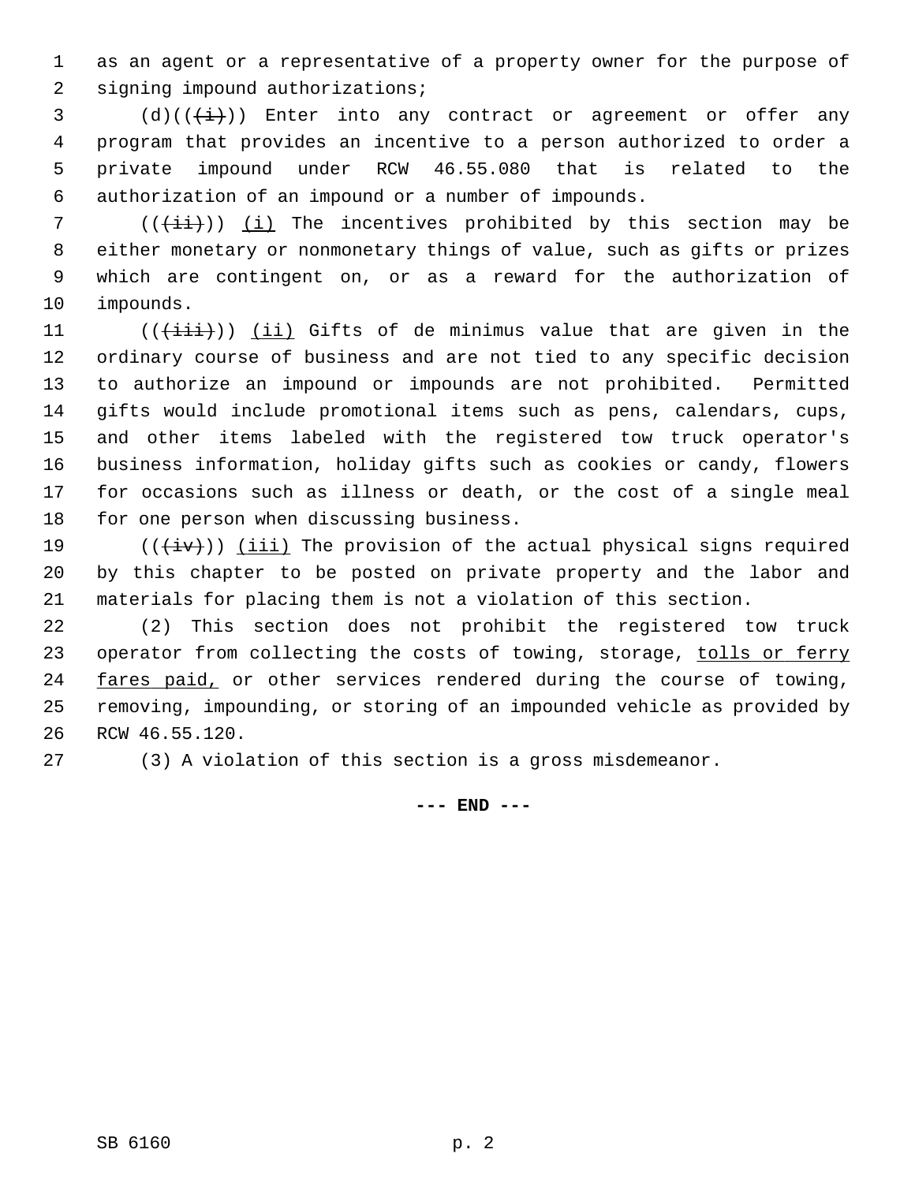as an agent or a representative of a property owner for the purpose of signing impound authorizations;

(d)(((i))) Enter into any contract or agreement or offer any program that provides an incentive to a person authorized to order a private impound under RCW 46.55.080 that is related to the authorization of an impound or a number of impounds.

(((ii))) (i) The incentives prohibited by this section may be either monetary or nonmonetary things of value, such as gifts or prizes which are contingent on, or as a reward for the authorization of impounds.

(((iii))) (ii) Gifts of de minimus value that are given in the ordinary course of business and are not tied to any specific decision to authorize an impound or impounds are not prohibited. Permitted gifts would include promotional items such as pens, calendars, cups, and other items labeled with the registered tow truck operator's business information, holiday gifts such as cookies or candy, flowers for occasions such as illness or death, or the cost of a single meal for one person when discussing business.

(((iv))) (iii) The provision of the actual physical signs required by this chapter to be posted on private property and the labor and materials for placing them is not a violation of this section.

(2) This section does not prohibit the registered tow truck operator from collecting the costs of towing, storage, tolls or ferry fares paid, or other services rendered during the course of towing, removing, impounding, or storing of an impounded vehicle as provided by RCW 46.55.120.

(3) A violation of this section is a gross misdemeanor.

**--- END ---**